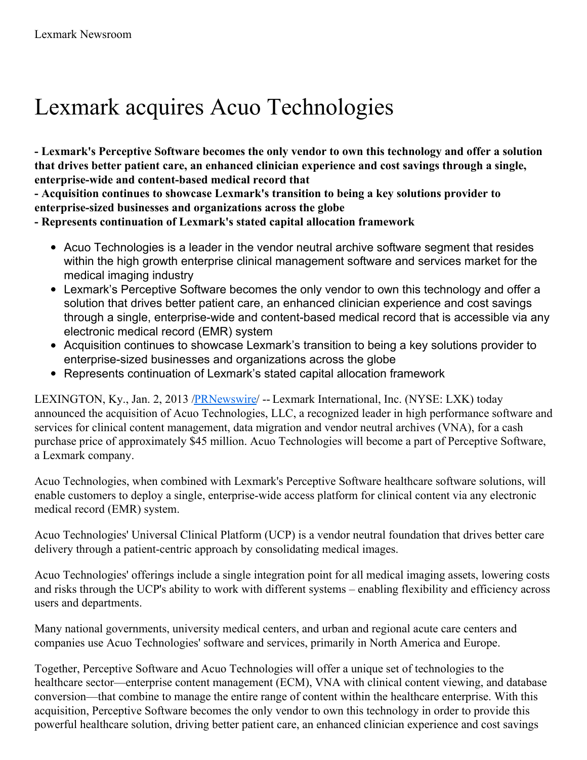Lexmark Newsroom

# Lexmark acquires Acuo Technologies

**- Lexmark's Perceptive Software becomes the only vendor to own this technology and offer a solution that drives better patient care, an enhanced clinician experience and cost savings through a single, enterprise-wide and content-based medical record that**
**- Acquisition continues to showcase Lexmark's transition to being a key solutions provider to enterprise-sized businesses and organizations across the globe**
**- Represents continuation of Lexmark's stated capital allocation framework**

- Acuo Technologies is a leader in the vendor neutral archive software segment that resides within the high growth enterprise clinical management software and services market for the medical imaging industry
- Lexmark's Perceptive Software becomes the only vendor to own this technology and offer a solution that drives better patient care, an enhanced clinician experience and cost savings through a single, enterprise-wide and content-based medical record that is accessible via any electronic medical record (EMR) system
- Acquisition continues to showcase Lexmark's transition to being a key solutions provider to enterprise-sized businesses and organizations across the globe
- Represents continuation of Lexmark's stated capital allocation framework

LEXINGTON, Ky., Jan. 2, 2013 /PRNewswire/ -- Lexmark International, Inc. (NYSE: LXK) today announced the acquisition of Acuo Technologies, LLC, a recognized leader in high performance software and services for clinical content management, data migration and vendor neutral archives (VNA), for a cash purchase price of approximately $45 million. Acuo Technologies will become a part of Perceptive Software, a Lexmark company.

Acuo Technologies, when combined with Lexmark's Perceptive Software healthcare software solutions, will enable customers to deploy a single, enterprise-wide access platform for clinical content via any electronic medical record (EMR) system.

Acuo Technologies' Universal Clinical Platform (UCP) is a vendor neutral foundation that drives better care delivery through a patient-centric approach by consolidating medical images.

Acuo Technologies' offerings include a single integration point for all medical imaging assets, lowering costs and risks through the UCP's ability to work with different systems – enabling flexibility and efficiency across users and departments.

Many national governments, university medical centers, and urban and regional acute care centers and companies use Acuo Technologies' software and services, primarily in North America and Europe.

Together, Perceptive Software and Acuo Technologies will offer a unique set of technologies to the healthcare sector—enterprise content management (ECM), VNA with clinical content viewing, and database conversion—that combine to manage the entire range of content within the healthcare enterprise. With this acquisition, Perceptive Software becomes the only vendor to own this technology in order to provide this powerful healthcare solution, driving better patient care, an enhanced clinician experience and cost savings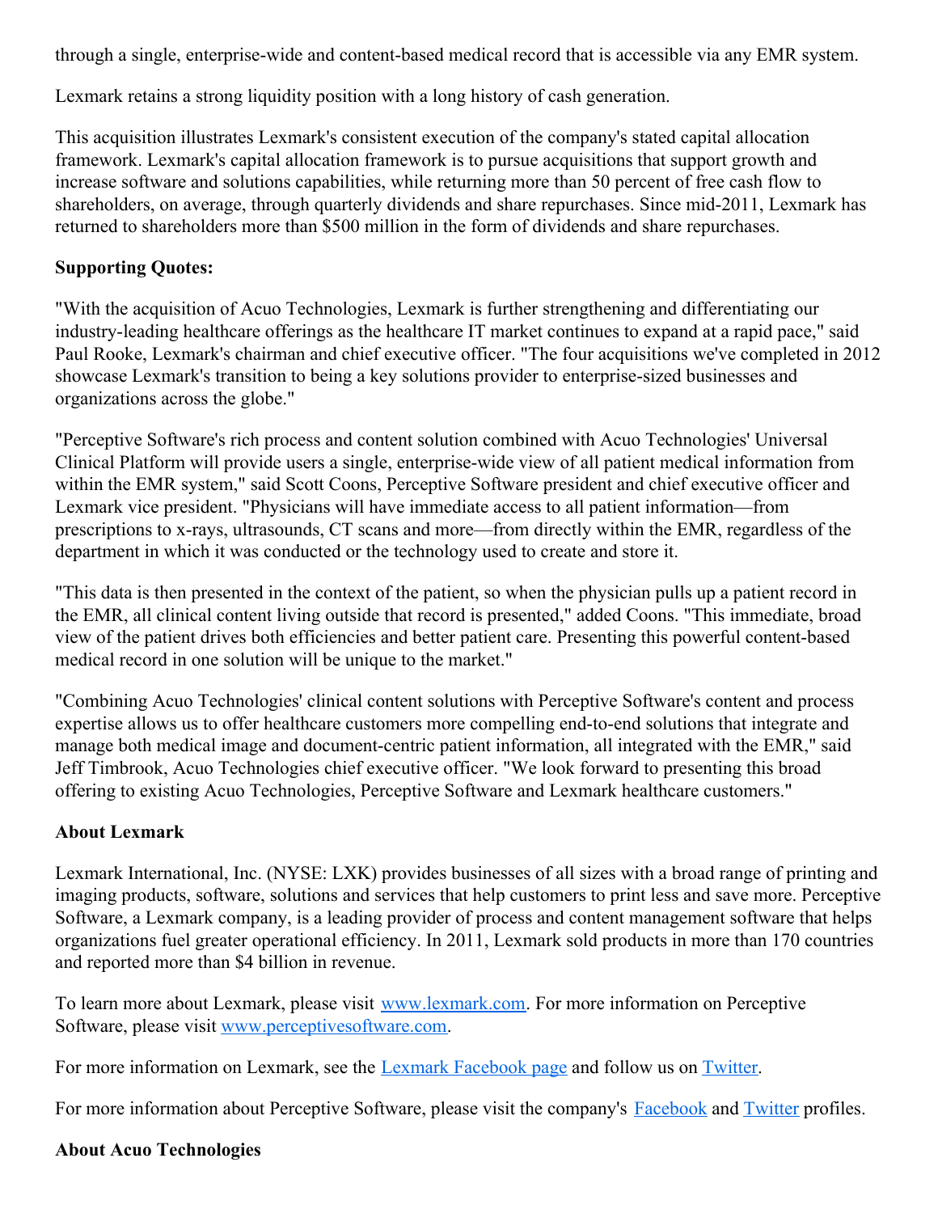through a single, enterprise-wide and content-based medical record that is accessible via any EMR system.

Lexmark retains a strong liquidity position with a long history of cash generation.

This acquisition illustrates Lexmark's consistent execution of the company's stated capital allocation framework. Lexmark's capital allocation framework is to pursue acquisitions that support growth and increase software and solutions capabilities, while returning more than 50 percent of free cash flow to shareholders, on average, through quarterly dividends and share repurchases. Since mid-2011, Lexmark has returned to shareholders more than $500 million in the form of dividends and share repurchases.

**Supporting Quotes:**

"With the acquisition of Acuo Technologies, Lexmark is further strengthening and differentiating our industry-leading healthcare offerings as the healthcare IT market continues to expand at a rapid pace," said Paul Rooke, Lexmark's chairman and chief executive officer. "The four acquisitions we've completed in 2012 showcase Lexmark's transition to being a key solutions provider to enterprise-sized businesses and organizations across the globe."

"Perceptive Software's rich process and content solution combined with Acuo Technologies' Universal Clinical Platform will provide users a single, enterprise-wide view of all patient medical information from within the EMR system," said Scott Coons, Perceptive Software president and chief executive officer and Lexmark vice president. "Physicians will have immediate access to all patient information—from prescriptions to x-rays, ultrasounds, CT scans and more—from directly within the EMR, regardless of the department in which it was conducted or the technology used to create and store it.

"This data is then presented in the context of the patient, so when the physician pulls up a patient record in the EMR, all clinical content living outside that record is presented," added Coons. "This immediate, broad view of the patient drives both efficiencies and better patient care. Presenting this powerful content-based medical record in one solution will be unique to the market."

"Combining Acuo Technologies' clinical content solutions with Perceptive Software's content and process expertise allows us to offer healthcare customers more compelling end-to-end solutions that integrate and manage both medical image and document-centric patient information, all integrated with the EMR," said Jeff Timbrook, Acuo Technologies chief executive officer. "We look forward to presenting this broad offering to existing Acuo Technologies, Perceptive Software and Lexmark healthcare customers."

**About Lexmark**

Lexmark International, Inc. (NYSE: LXK) provides businesses of all sizes with a broad range of printing and imaging products, software, solutions and services that help customers to print less and save more. Perceptive Software, a Lexmark company, is a leading provider of process and content management software that helps organizations fuel greater operational efficiency. In 2011, Lexmark sold products in more than 170 countries and reported more than $4 billion in revenue.

To learn more about Lexmark, please visit [www.lexmark.com](www.lexmark.com). For more information on Perceptive Software, please visit [www.perceptivesoftware.com](www.perceptivesoftware.com).

For more information on Lexmark, see the Lexmark Facebook page and follow us on Twitter.

For more information about Perceptive Software, please visit the company's Facebook and Twitter profiles.

**About Acuo Technologies**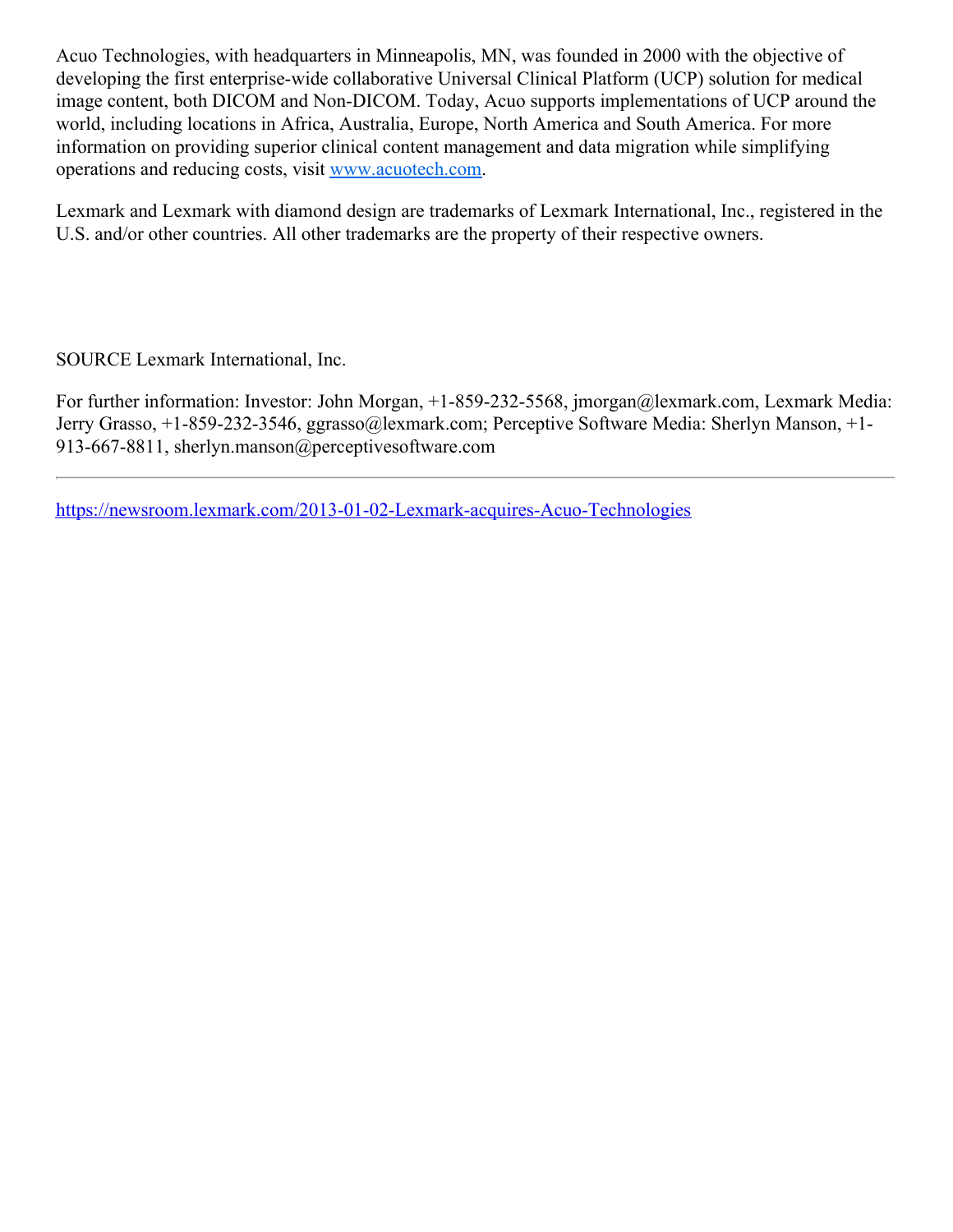Acuo Technologies, with headquarters in Minneapolis, MN, was founded in 2000 with the objective of developing the first enterprise-wide collaborative Universal Clinical Platform (UCP) solution for medical image content, both DICOM and Non-DICOM. Today, Acuo supports implementations of UCP around the world, including locations in Africa, Australia, Europe, North America and South America. For more information on providing superior clinical content management and data migration while simplifying operations and reducing costs, visit [www.acuotech.com](http://www.acuotech.com).

Lexmark and Lexmark with diamond design are trademarks of Lexmark International, Inc., registered in the U.S. and/or other countries. All other trademarks are the property of their respective owners.

SOURCE Lexmark International, Inc.

For further information: Investor: John Morgan, +1-859-232-5568, jmorgan@lexmark.com, Lexmark Media: Jerry Grasso, +1-859-232-3546, ggrasso@lexmark.com; Perceptive Software Media: Sherlyn Manson, +1-913-667-8811, sherlyn.manson@perceptivesoftware.com

---

[https://newsroom.lexmark.com/2013-01-02-Lexmark-acquires-Acuo-Technologies](https://newsroom.lexmark.com/2013-01-02-Lexmark-acquires-Acuo-Technologies)